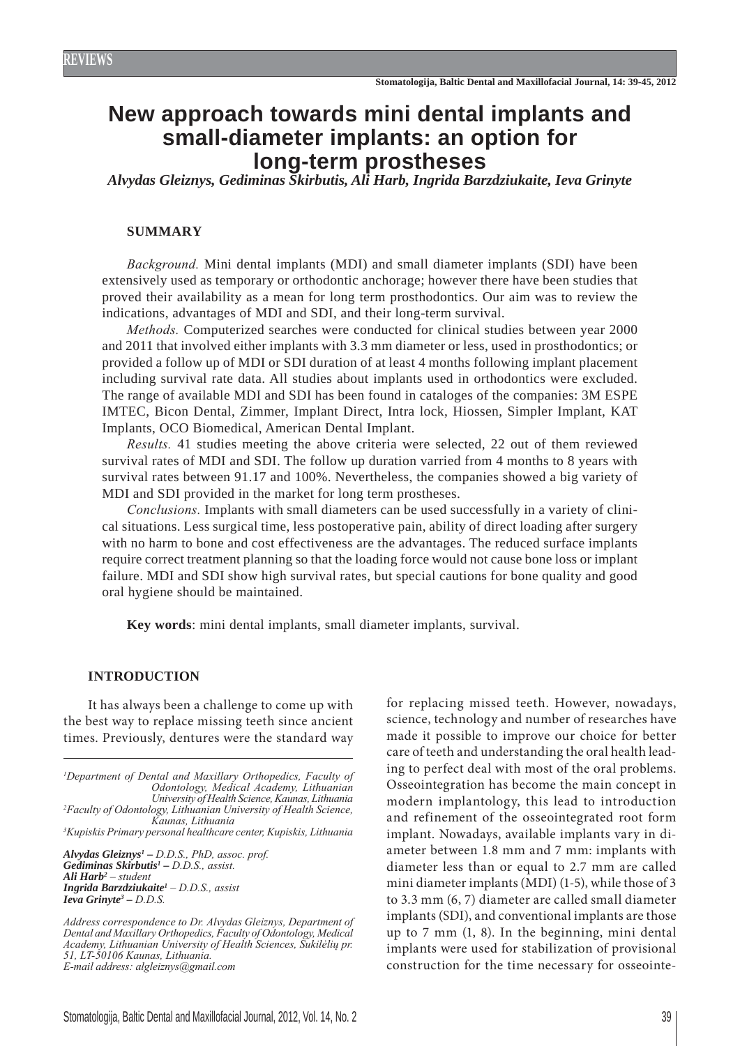REVIEWS

# New approach towards mini dental implants and small-diameter implants: an option for long-term prostheses

*Alvydas Gleiznys, Gediminas Skirbutis, Ali Harb, Ingrida Barzdziukaite, Ieva Grinyte*

## SUMMARY

*Background.* Mini dental implants (MDI) and small diameter implants (SDI) have been extensively used as temporary or orthodontic anchorage; however there have been studies that proved their availability as a mean for long term prosthodontics. Our aim was to review the indications, advantages of MDI and SDI, and their long-term survival.

*Methods.* Computerized searches were conducted for clinical studies between year 2000 and 2011 that involved either implants with 3.3 mm diameter or less, used in prosthodontics; or provided a follow up of MDI or SDI duration of at least 4 months following implant placement including survival rate data. All studies about implants used in orthodontics were excluded. The range of available MDI and SDI has been found in catalogs of the companies: 3M ESPE IMTEC, Bicon Dental, Zimmer, Implant Direct, Intra lock, Hiossen, Simpler Implant, KAT Implants, OCO Biomedical, American Dental Implant.

*Results.* 41 studies meeting the above criteria were selected, 22 out of them reviewed survival rates of MDI and SDI. The follow up duration varried from 4 months to 8 years with survival rates between 91.17 and 100%. Nevertheless, the companies showed a big variety of MDI and SDI provided in the market for long term prostheses.

*Conclusions.* Implants with small diameters can be used successfully in a variety of clinical situations. Less surgical time, less postoperative pain, ability of direct loading after surgery with no harm to bone and cost effectiveness are the advantages. The reduced surface implants require correct treatment planning so that the loading force would not cause bone loss or implant failure. MDI and SDI show high survival rates, but special cautions for bone quality and good oral hygiene should be maintained.

**Key words**: mini dental implants, small diameter implants, survival.

## INTRODUCTION

It has always been a challenge to come up with the best way to replace missing teeth since ancient times. Previously, dentures were the standard way for replacing missed teeth. However, nowadays, science, technology and number of researches have made it possible to improve our choice for better care of teeth and understanding the oral health leading to perfect deal with most of the oral problems. Osseointegration has become the main concept in modern implantology, this lead to introduction and refinement of the osseointegrated root form implant. Nowadays, available implants vary in diameter between 1.8 mm and 7 mm: implants with diameter less than or equal to 2.7 mm are called mini diameter implants (MDI) (1-5), while those of 3 to 3.3 mm (6, 7) diameter are called small diameter implants (SDI), and conventional implants are those up to 7 mm (1, 8). In the beginning, mini dental implants were used for stabilization of provisional construction for the time necessary for osseointe-

---

[1]Department of Dental and Maxillary Orthopedics, Faculty of Odontology, Medical Academy, Lithuanian University of Health Science, Kaunas, Lithuania
[2]Faculty of Odontology, Lithuanian University of Health Science, Kaunas, Lithuania
[3]Kupiskis Primary personal healthcare center, Kupiskis, Lithuania

*Alvydas Gleiznys[1] – D.D.S., PhD, assoc. prof.*
*Gediminas Skirbutis[1] – D.D.S., assist.*
*Ali Harb[2] – student*
*Ingrida Barzdziukaite[1] – D.D.S., assist*
*Ieva Grinyte[3] – D.D.S.*

*Address correspondence to Dr. Alvydas Gleiznys, Department of Dental and Maxillary Orthopedics, Faculty of Odontology, Medical Academy, Lithuanian University of Health Sciences, Sukilėlių pr. 51, LT-50106 Kaunas, Lithuania.*
*E-mail address: algleiznys@gmail.com*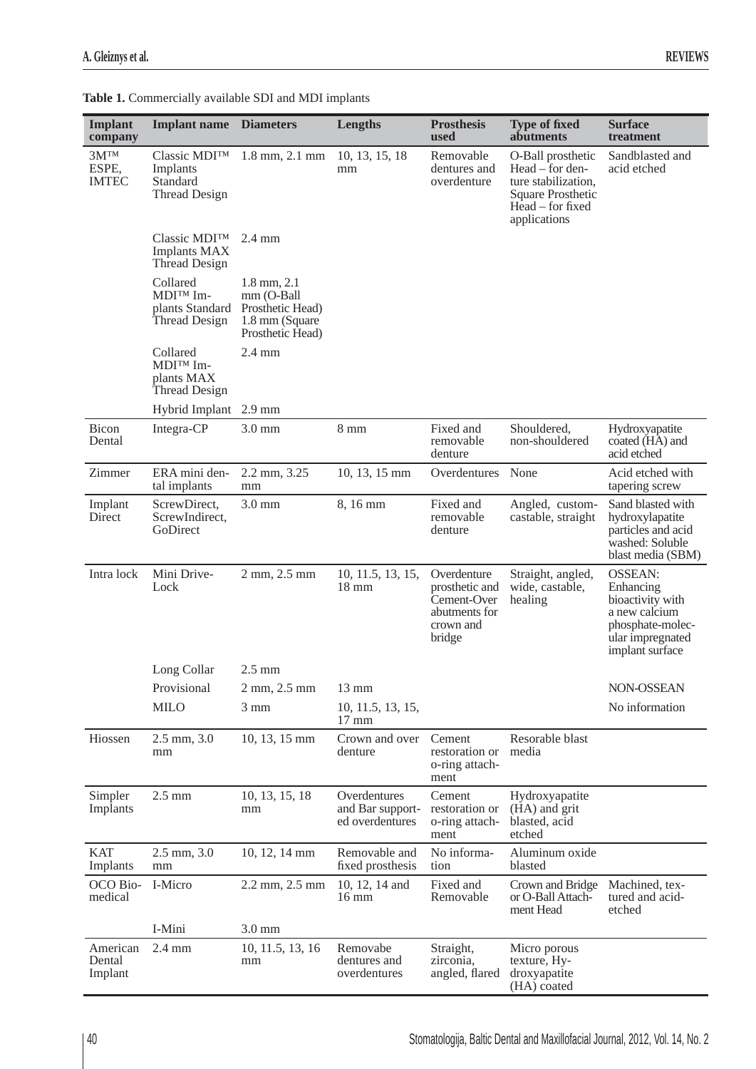**Table 1.** Commercially available SDI and MDI implants

| Implant company | Implant name | Diameters | Lengths | Prosthesis used | Type of fixed abutments | Surface treatment |
|---|---|---|---|---|---|---|
| 3M™ ESPE, IMTEC | Classic MDI™ Implants Standard Thread Design | 1.8 mm, 2.1 mm | 10, 13, 15, 18 mm | Removable dentures and overdenture | O-Ball prosthetic Head – for denture stabilization, Square Prosthetic Head – for fixed applications | Sandblasted and acid etched |
| | Classic MDI™ Implants MAX Thread Design | 2.4 mm | | | | |
| | Collared MDI™ Implants Standard Thread Design | 1.8 mm, 2.1 mm (O-Ball Prosthetic Head) 1.8 mm (Square Prosthetic Head) | | | | |
| | Collared MDI™ Implants MAX Thread Design | 2.4 mm | | | | |
| | Hybrid Implant | 2.9 mm | | | | |
| Bicon Dental | Integra-CP | 3.0 mm | 8 mm | Fixed and removable denture | Shouldered, non-shouldered | Hydroxyapatite coated (HA) and acid etched |
| Zimmer | ERA mini dental implants | 2.2 mm, 3.25 mm | 10, 13, 15 mm | Overdentures | None | Acid etched with tapering screw |
| Implant Direct | ScrewDirect, ScrewIndirect, GoDirect | 3.0 mm | 8, 16 mm | Fixed and removable denture | Angled, customcastable, straight | Sand blasted with hydroxylapatite particles and acid washed: Soluble blast media (SBM) |
| Intra lock | Mini Drive-Lock | 2 mm, 2.5 mm | 10, 11.5, 13, 15, 18 mm | Overdenture prosthetic and Cement-Over abutments for crown and bridge | Straight, angled, wide, castable, healing | OSSEAN: Enhancing bioactivity with a new calcium phosphate-molecular impregnated implant surface |
| | Long Collar | 2.5 mm | | | | |
| | Provisional | 2 mm, 2.5 mm | 13 mm | | | NON-OSSEAN |
| | MILO | 3 mm | 10, 11.5, 13, 15, 17 mm | | | No information |
| Hiossen | 2.5 mm, 3.0 mm | 10, 13, 15 mm | Crown and over denture | Cement restoration or o-ring attachment | Resorable blast media | |
| Simpler Implants | 2.5 mm | 10, 13, 15, 18 mm | Overdentures and Bar supported overdentures | Cement restoration or o-ring attachment | Hydroxyapatite (HA) and grit blasted, acid etched | |
| KAT Implants | 2.5 mm, 3.0 mm | 10, 12, 14 mm | Removable and fixed prosthesis | No information | Aluminum oxide blasted | |
| OCO Biomedical | I-Micro | 2.2 mm, 2.5 mm | 10, 12, 14 and 16 mm | Fixed and Removable | Crown and Bridge or O-Ball Attachment Head | Machined, textured and acid-etched |
| | I-Mini | 3.0 mm | | | | |
| American Dental Implant | 2.4 mm | 10, 11.5, 13, 16 mm | Removabe dentures and overdentures | Straight, zirconia, angled, flared | Micro porous texture, Hydroxyapatite (HA) coated | |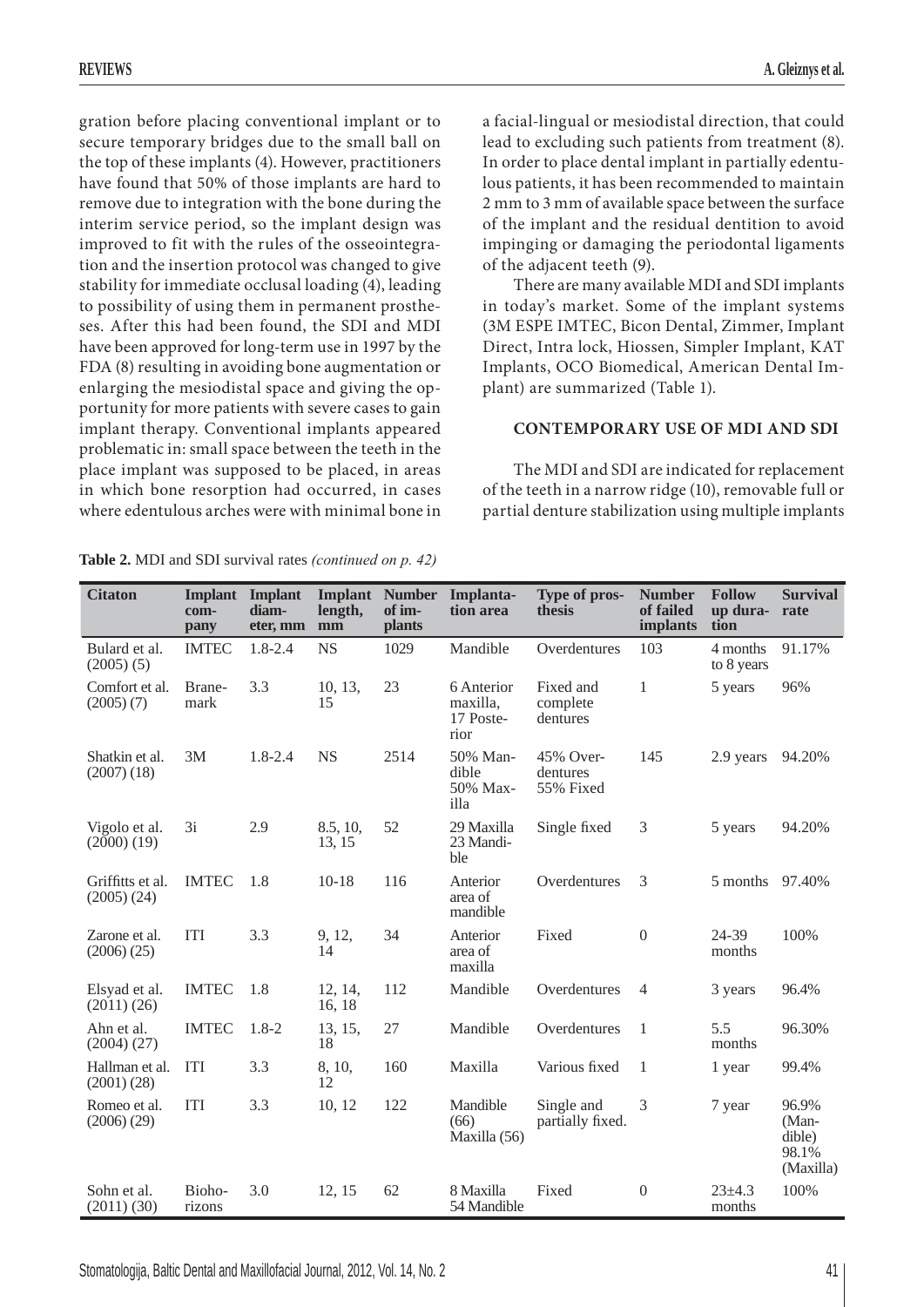gration before placing conventional implant or to secure temporary bridges due to the small ball on the top of these implants (4). However, practitioners have found that 50% of those implants are hard to remove due to integration with the bone during the interim service period, so the implant design was improved to fit with the rules of the osseointegration and the insertion protocol was changed to give stability for immediate occlusal loading (4), leading to possibility of using them in permanent prostheses. After this had been found, the SDI and MDI have been approved for long-term use in 1997 by the FDA (8) resulting in avoiding bone augmentation or enlarging the mesiodistal space and giving the opportunity for more patients with severe cases to gain implant therapy. Conventional implants appeared problematic in: small space between the teeth in the place implant was supposed to be placed, in areas in which bone resorption had occurred, in cases where edentulous arches were with minimal bone in a facial-lingual or mesiodistal direction, that could lead to excluding such patients from treatment (8). In order to place dental implant in partially edentulous patients, it has been recommended to maintain 2 mm to 3 mm of available space between the surface of the implant and the residual dentition to avoid impinging or damaging the periodontal ligaments of the adjacent teeth (9).

There are many available MDI and SDI implants in today's market. Some of the implant systems (3M ESPE IMTEC, Bicon Dental, Zimmer, Implant Direct, Intra lock, Hiossen, Simpler Implant, KAT Implants, OCO Biomedical, American Dental Implant) are summarized (Table 1).

## CONTEMPORARY USE OF MDI AND SDI

The MDI and SDI are indicated for replacement of the teeth in a narrow ridge (10), removable full or partial denture stabilization using multiple implants

**Table 2.** MDI and SDI survival rates *(continued on p. 42)*

| Citaton | Implant company | Implant diameter, mm | Implant length, mm | Number of implants | Implantation area | Type of prosthesis | Number of failed implants | Follow up duration | Survival rate |
|---|---|---|---|---|---|---|---|---|---|
| Bulard et al. (2005) (5) | IMTEC | 1.8-2.4 | NS | 1029 | Mandible | Overdentures | 103 | 4 months to 8 years | 91.17% |
| Comfort et al. (2005) (7) | Branemark | 3.3 | 10, 13, 15 | 23 | 6 Anterior maxilla, 17 Posterior | Fixed and complete dentures | 1 | 5 years | 96% |
| Shatkin et al. (2007) (18) | 3M | 1.8-2.4 | NS | 2514 | 50% Mandible 50% Maxilla | 45% Overdentures 55% Fixed | 145 | 2.9 years | 94.20% |
| Vigolo et al. (2000) (19) | 3i | 2.9 | 8.5, 10, 13, 15 | 52 | 29 Maxilla 23 Mandible | Single fixed | 3 | 5 years | 94.20% |
| Griffitts et al. (2005) (24) | IMTEC | 1.8 | 10-18 | 116 | Anterior area of mandible | Overdentures | 3 | 5 months | 97.40% |
| Zarone et al. (2006) (25) | ITI | 3.3 | 9, 12, 14 | 34 | Anterior area of maxilla | Fixed | 0 | 24-39 months | 100% |
| Elsyad et al. (2011) (26) | IMTEC | 1.8 | 12, 14, 16, 18 | 112 | Mandible | Overdentures | 4 | 3 years | 96.4% |
| Ahn et al. (2004) (27) | IMTEC | 1.8-2 | 13, 15, 18 | 27 | Mandible | Overdentures | 1 | 5.5 months | 96.30% |
| Hallman et al. (2001) (28) | ITI | 3.3 | 8, 10, 12 | 160 | Maxilla | Various fixed | 1 | 1 year | 99.4% |
| Romeo et al. (2006) (29) | ITI | 3.3 | 10, 12 | 122 | Mandible (66) Maxilla (56) | Single and partially fixed. | 3 | 7 year | 96.9% (Mandible) 98.1% (Maxilla) |
| Sohn et al. (2011) (30) | Biohorizons | 3.0 | 12, 15 | 62 | 8 Maxilla 54 Mandible | Fixed | 0 | 23±4.3 months | 100% |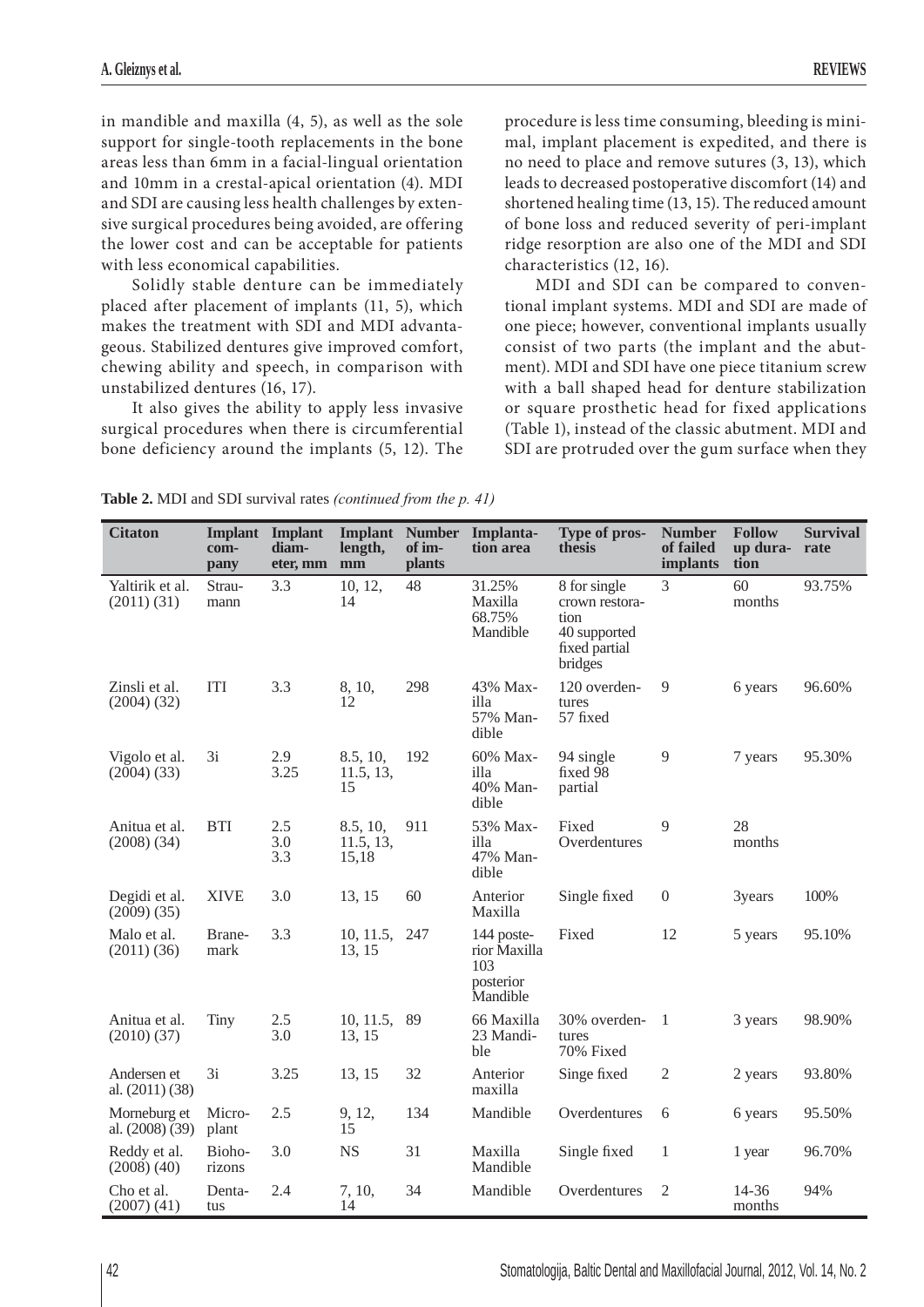in mandible and maxilla (4, 5), as well as the sole support for single-tooth replacements in the bone areas less than 6mm in a facial-lingual orientation and 10mm in a crestal-apical orientation (4). MDI and SDI are causing less health challenges by extensive surgical procedures being avoided, are offering the lower cost and can be acceptable for patients with less economical capabilities.

Solidly stable denture can be immediately placed after placement of implants (11, 5), which makes the treatment with SDI and MDI advantageous. Stabilized dentures give improved comfort, chewing ability and speech, in comparison with unstabilized dentures (16, 17).

It also gives the ability to apply less invasive surgical procedures when there is circumferential bone deficiency around the implants (5, 12). The procedure is less time consuming, bleeding is minimal, implant placement is expedited, and there is no need to place and remove sutures (3, 13), which leads to decreased postoperative discomfort (14) and shortened healing time (13, 15). The reduced amount of bone loss and reduced severity of peri-implant ridge resorption are also one of the MDI and SDI characteristics (12, 16).

MDI and SDI can be compared to conventional implant systems. MDI and SDI are made of one piece; however, conventional implants usually consist of two parts (the implant and the abutment). MDI and SDI have one piece titanium screw with a ball shaped head for denture stabilization or square prosthetic head for fixed applications (Table 1), instead of the classic abutment. MDI and SDI are protruded over the gum surface when they

**Table 2.** MDI and SDI survival rates *(continued from the p. 41)*

| Citaton | Implant company | Implant diameter, mm | Implant length, mm | Number of implants | Implantation area | Type of prosthesis | Number of failed implants | Follow up duration | Survival rate |
|---|---|---|---|---|---|---|---|---|---|
| Yaltirik et al. (2011) (31) | Straumann | 3.3 | 10, 12, 14 | 48 | 31.25% Maxilla 68.75% Mandible | 8 for single crown restoration 40 supported fixed partial bridges | 3 | 60 months | 93.75% |
| Zinsli et al. (2004) (32) | ITI | 3.3 | 8, 10, 12 | 298 | 43% Maxilla 57% Mandible | 120 overdentures 57 fixed | 9 | 6 years | 96.60% |
| Vigolo et al. (2004) (33) | 3i | 2.9 3.25 | 8.5, 10, 11.5, 13, 15 | 192 | 60% Maxilla 40% Mandible | 94 single fixed 98 partial | 9 | 7 years | 95.30% |
| Anitua et al. (2008) (34) | BTI | 2.5 3.0 3.3 | 8.5, 10, 11.5, 13, 15,18 | 911 | 53% Maxilla 47% Mandible | Fixed Overdentures | 9 | 28 months | |
| Degidi et al. (2009) (35) | XIVE | 3.0 | 13, 15 | 60 | Anterior Maxilla | Single fixed | 0 | 3years | 100% |
| Malo et al. (2011) (36) | Branemark | 3.3 | 10, 11.5, 13, 15 | 247 | 144 posterior Maxilla 103 posterior Mandible | Fixed | 12 | 5 years | 95.10% |
| Anitua et al. (2010) (37) | Tiny | 2.5 3.0 | 10, 11.5, 13, 15 | 89 | 66 Maxilla 23 Mandible | 30% overdentures 70% Fixed | 1 | 3 years | 98.90% |
| Andersen et al. (2011) (38) | 3i | 3.25 | 13, 15 | 32 | Anterior maxilla | Singe fixed | 2 | 2 years | 93.80% |
| Morneburg et al. (2008) (39) | Microplant | 2.5 | 9, 12, 15 | 134 | Mandible | Overdentures | 6 | 6 years | 95.50% |
| Reddy et al. (2008) (40) | Biohorizons | 3.0 | NS | 31 | Maxilla Mandible | Single fixed | 1 | 1 year | 96.70% |
| Cho et al. (2007) (41) | Dentatus | 2.4 | 7, 10, 14 | 34 | Mandible | Overdentures | 2 | 14-36 months | 94% |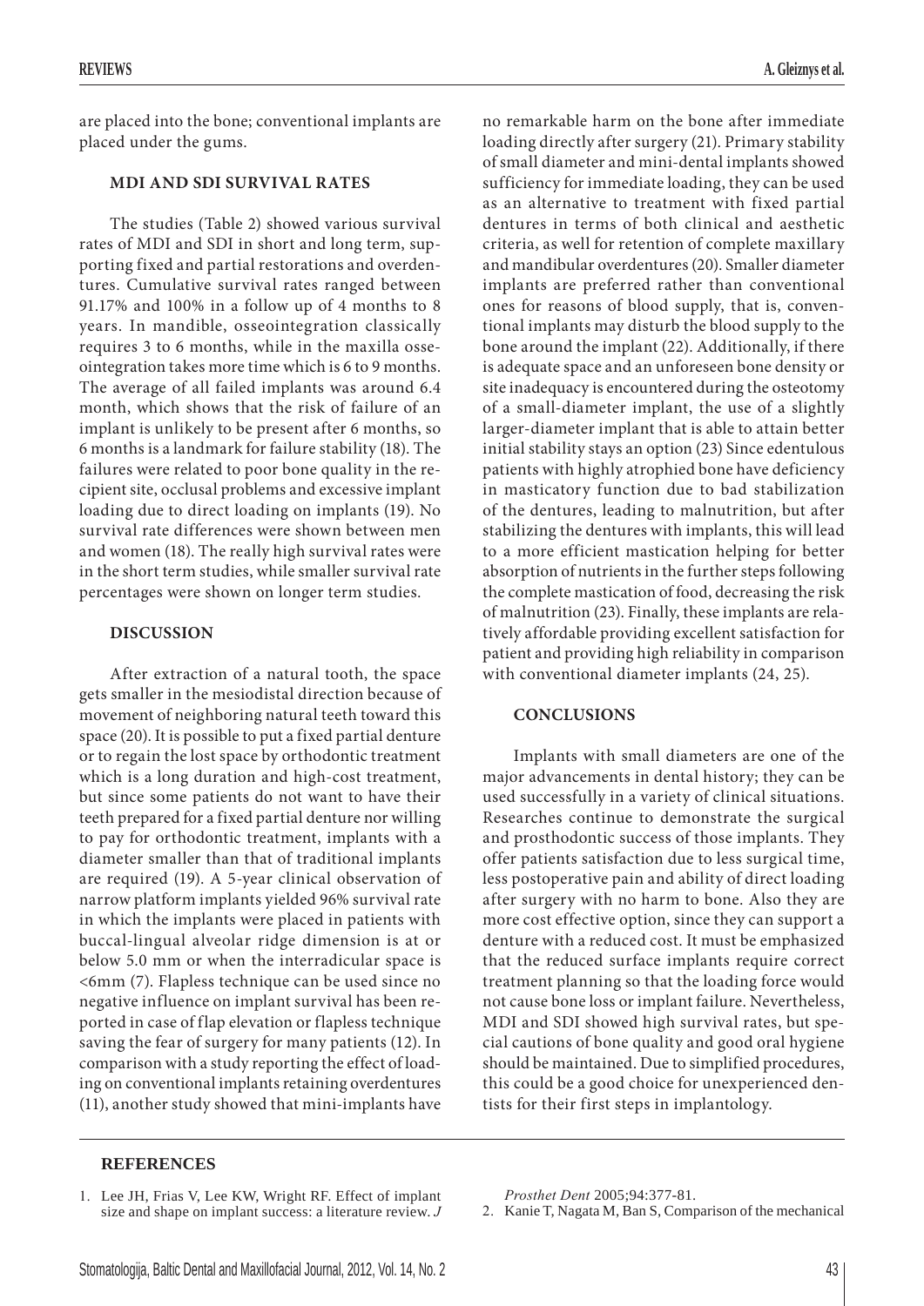are placed into the bone; conventional implants are placed under the gums.

### MDI AND SDI SURVIVAL RATES

The studies (Table 2) showed various survival rates of MDI and SDI in short and long term, supporting fixed and partial restorations and overdentures. Cumulative survival rates ranged between 91.17% and 100% in a follow up of 4 months to 8 years. In mandible, osseointegration classically requires 3 to 6 months, while in the maxilla osseointegration takes more time which is 6 to 9 months. The average of all failed implants was around 6.4 month, which shows that the risk of failure of an implant is unlikely to be present after 6 months, so 6 months is a landmark for failure stability (18). The failures were related to poor bone quality in the recipient site, occlusal problems and excessive implant loading due to direct loading on implants (19). No survival rate differences were shown between men and women (18). The really high survival rates were in the short term studies, while smaller survival rate percentages were shown on longer term studies.

### DISCUSSION

After extraction of a natural tooth, the space gets smaller in the mesiodistal direction because of movement of neighboring natural teeth toward this space (20). It is possible to put a fixed partial denture or to regain the lost space by orthodontic treatment which is a long duration and high-cost treatment, but since some patients do not want to have their teeth prepared for a fixed partial denture nor willing to pay for orthodontic treatment, implants with a diameter smaller than that of traditional implants are required (19). A 5-year clinical observation of narrow platform implants yielded 96% survival rate in which the implants were placed in patients with buccal-lingual alveolar ridge dimension is at or below 5.0 mm or when the interradicular space is <6mm (7). Flapless technique can be used since no negative influence on implant survival has been reported in case of flap elevation or flapless technique saving the fear of surgery for many patients (12). In comparison with a study reporting the effect of loading on conventional implants retaining overdentures (11), another study showed that mini-implants have no remarkable harm on the bone after immediate loading directly after surgery (21). Primary stability of small diameter and mini-dental implants showed sufficiency for immediate loading, they can be used as an alternative to treatment with fixed partial dentures in terms of both clinical and aesthetic criteria, as well for retention of complete maxillary and mandibular overdentures (20). Smaller diameter implants are preferred rather than conventional ones for reasons of blood supply, that is, conventional implants may disturb the blood supply to the bone around the implant (22). Additionally, if there is adequate space and an unforeseen bone density or site inadequacy is encountered during the osteotomy of a small-diameter implant, the use of a slightly larger-diameter implant that is able to attain better initial stability stays an option (23) Since edentulous patients with highly atrophied bone have deficiency in masticatory function due to bad stabilization of the dentures, leading to malnutrition, but after stabilizing the dentures with implants, this will lead to a more efficient mastication helping for better absorption of nutrients in the further steps following the complete mastication of food, decreasing the risk of malnutrition (23). Finally, these implants are relatively affordable providing excellent satisfaction for patient and providing high reliability in comparison with conventional diameter implants (24, 25).

### CONCLUSIONS

Implants with small diameters are one of the major advancements in dental history; they can be used successfully in a variety of clinical situations. Researches continue to demonstrate the surgical and prosthodontic success of those implants. They offer patients satisfaction due to less surgical time, less postoperative pain and ability of direct loading after surgery with no harm to bone. Also they are more cost effective option, since they can support a denture with a reduced cost. It must be emphasized that the reduced surface implants require correct treatment planning so that the loading force would not cause bone loss or implant failure. Nevertheless, MDI and SDI showed high survival rates, but special cautions of bone quality and good oral hygiene should be maintained. Due to simplified procedures, this could be a good choice for unexperienced dentists for their first steps in implantology.

### REFERENCES

1. Lee JH, Frias V, Lee KW, Wright RF. Effect of implant size and shape on implant success: a literature review. *J Prosthet Dent* 2005;94:377-81.
2. Kanie T, Nagata M, Ban S, Comparison of the mechanical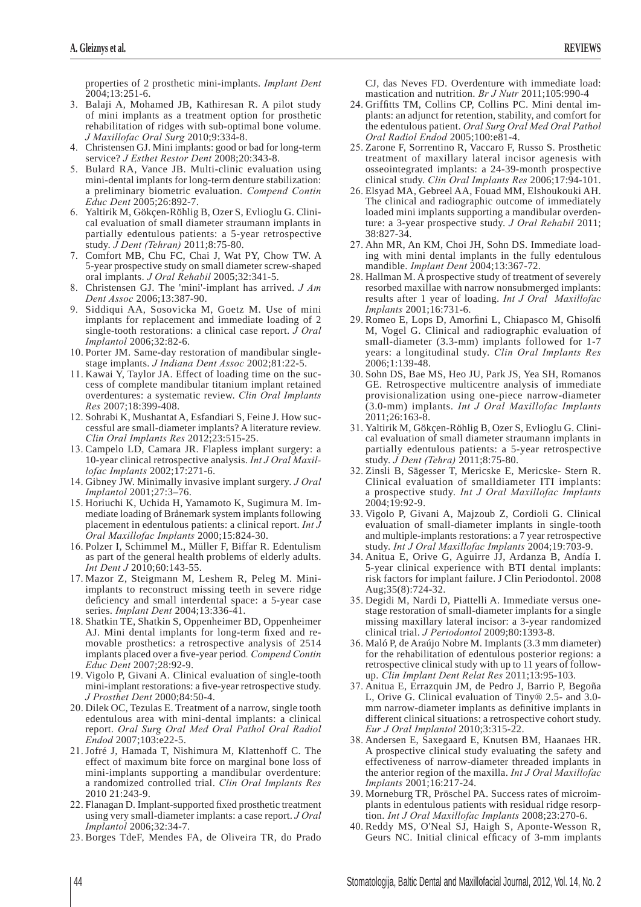properties of 2 prosthetic mini-implants. *Implant Dent* 2004;13:251-6.

3. Balaji A, Mohamed JB, Kathiresan R. A pilot study of mini implants as a treatment option for prosthetic rehabilitation of ridges with sub-optimal bone volume. *J Maxillofac Oral Surg* 2010;9:334-8.
4. Christensen GJ. Mini implants: good or bad for long-term service? *J Esthet Restor Dent* 2008;20:343-8.
5. Bulard RA, Vance JB. Multi-clinic evaluation using mini-dental implants for long-term denture stabilization: a preliminary biometric evaluation. *Compend Contin Educ Dent* 2005;26:892-7.
6. Yaltirik M, Gökçen-Röhlig B, Ozer S, Evlioglu G. Clinical evaluation of small diameter straumann implants in partially edentulous patients: a 5-year retrospective study. *J Dent (Tehran)* 2011;8:75-80.
7. Comfort MB, Chu FC, Chai J, Wat PY, Chow TW. A 5-year prospective study on small diameter screw-shaped oral implants. *J Oral Rehabil* 2005;32:341-5.
8. Christensen GJ. The 'mini'-implant has arrived. *J Am Dent Assoc* 2006;13:387-90.
9. Siddiqui AA, Sosovicka M, Goetz M. Use of mini implants for replacement and immediate loading of 2 single-tooth restorations: a clinical case report. *J Oral Implantol* 2006;32:82-6.
10. Porter JM. Same-day restoration of mandibular single-stage implants. *J Indiana Dent Assoc* 2002;81:22-5.
11. Kawai Y, Taylor JA. Effect of loading time on the success of complete mandibular titanium implant retained overdentures: a systematic review. *Clin Oral Implants Res* 2007;18:399-408.
12. Sohrabi K, Mushantat A, Esfandiari S, Feine J. How successful are small-diameter implants? A literature review. *Clin Oral Implants Res* 2012;23:515-25.
13. Campelo LD, Camara JR. Flapless implant surgery: a 10-year clinical retrospective analysis. *Int J Oral Maxillofac Implants* 2002;17:271-6.
14. Gibney JW. Minimally invasive implant surgery. *J Oral Implantol* 2001;27:3–76.
15. Horiuchi K, Uchida H, Yamamoto K, Sugimura M. Immediate loading of Brånemark system implants following placement in edentulous patients: a clinical report. *Int J Oral Maxillofac Implants* 2000;15:824-30.
16. Polzer I, Schimmel M., Müller F, Biffar R. Edentulism as part of the general health problems of elderly adults. *Int Dent J* 2010;60:143-55.
17. Mazor Z, Steigmann M, Leshem R, Peleg M. Mini-implants to reconstruct missing teeth in severe ridge deficiency and small interdental space: a 5-year case series. *Implant Dent* 2004;13:336-41.
18. Shatkin TE, Shatkin S, Oppenheimer BD, Oppenheimer AJ. Mini dental implants for long-term fixed and removable prosthetics: a retrospective analysis of 2514 implants placed over a five-year period. *Compend Contin Educ Dent* 2007;28:92-9.
19. Vigolo P, Givani A. Clinical evaluation of single-tooth mini-implant restorations: a five-year retrospective study. *J Prosthet Dent* 2000;84:50-4.
20. Dilek OC, Tezulas E. Treatment of a narrow, single tooth edentulous area with mini-dental implants: a clinical report. *Oral Surg Oral Med Oral Pathol Oral Radiol Endod* 2007;103:e22-5.
21. Jofré J, Hamada T, Nishimura M, Klattenhoff C. The effect of maximum bite force on marginal bone loss of mini-implants supporting a mandibular overdenture: a randomized controlled trial. *Clin Oral Implants Res* 2010 21:243-9.
22. Flanagan D. Implant-supported fixed prosthetic treatment using very small-diameter implants: a case report. *J Oral Implantol* 2006;32:34-7.
23. Borges TdeF, Mendes FA, de Oliveira TR, do Prado CJ, das Neves FD. Overdenture with immediate load: mastication and nutrition. *Br J Nutr* 2011;105:990-4
24. Griffitts TM, Collins CP, Collins PC. Mini dental implants: an adjunct for retention, stability, and comfort for the edentulous patient. *Oral Surg Oral Med Oral Pathol Oral Radiol Endod* 2005;100:e81-4.
25. Zarone F, Sorrentino R, Vaccaro F, Russo S. Prosthetic treatment of maxillary lateral incisor agenesis with osseointegrated implants: a 24-39-month prospective clinical study. *Clin Oral Implants Res* 2006;17:94-101.
26. Elsyad MA, Gebreel AA, Fouad MM, Elshoukouki AH. The clinical and radiographic outcome of immediately loaded mini implants supporting a mandibular overdenture: a 3-year prospective study. *J Oral Rehabil* 2011; 38:827-34.
27. Ahn MR, An KM, Choi JH, Sohn DS. Immediate loading with mini dental implants in the fully edentulous mandible. *Implant Dent* 2004;13:367-72.
28. Hallman M. A prospective study of treatment of severely resorbed maxillae with narrow nonsubmerged implants: results after 1 year of loading. *Int J Oral Maxillofac Implants* 2001;16:731-6.
29. Romeo E, Lops D, Amorfini L, Chiapasco M, Ghisolfi M, Vogel G. Clinical and radiographic evaluation of small-diameter (3.3-mm) implants followed for 1-7 years: a longitudinal study. *Clin Oral Implants Res* 2006;1:139-48.
30. Sohn DS, Bae MS, Heo JU, Park JS, Yea SH, Romanos GE. Retrospective multicentre analysis of immediate provisionalization using one-piece narrow-diameter (3.0-mm) implants. *Int J Oral Maxillofac Implants* 2011;26:163-8.
31. Yaltirik M, Gökçen-Röhlig B, Ozer S, Evlioglu G. Clinical evaluation of small diameter straumann implants in partially edentulous patients: a 5-year retrospective study. *J Dent (Tehra)* 2011;8:75-80.
32. Zinsli B, Sägesser T, Mericske E, Mericske- Stern R. Clinical evaluation of smalldiameter ITI implants: a prospective study. *Int J Oral Maxillofac Implants* 2004;19:92-9.
33. Vigolo P, Givani A, Majzoub Z, Cordioli G. Clinical evaluation of small-diameter implants in single-tooth and multiple-implants restorations: a 7 year retrospective study. *Int J Oral Maxillofac Implants* 2004;19:703-9.
34. Anitua E, Orive G, Aguirre JJ, Ardanza B, Andía I. 5-year clinical experience with BTI dental implants: risk factors for implant failure. J Clin Periodontol. 2008 Aug;35(8):724-32.
35. Degidi M, Nardi D, Piattelli A. Immediate versus one-stage restoration of small-diameter implants for a single missing maxillary lateral incisor: a 3-year randomized clinical trial. *J Periodontol* 2009;80:1393-8.
36. Maló P, de Araújo Nobre M. Implants (3.3 mm diameter) for the rehabilitation of edentulous posterior regions: a retrospective clinical study with up to 11 years of follow-up. *Clin Implant Dent Relat Res* 2011;13:95-103.
37. Anitua E, Errazquin JM, de Pedro J, Barrio P, Begoña L, Orive G. Clinical evaluation of Tiny® 2.5- and 3.0-mm narrow-diameter implants as definitive implants in different clinical situations: a retrospective cohort study. *Eur J Oral Implantol* 2010;3:315-22.
38. Andersen E, Saxegaard E, Knutsen BM, Haanaes HR. A prospective clinical study evaluating the safety and effectiveness of narrow-diameter threaded implants in the anterior region of the maxilla. *Int J Oral Maxillofac Implants* 2001;16:217-24.
39. Morneburg TR, Pröschel PA. Success rates of microimplants in edentulous patients with residual ridge resorption. *Int J Oral Maxillofac Implants* 2008;23:270-6.
40. Reddy MS, O'Neal SJ, Haigh S, Aponte-Wesson R, Geurs NC. Initial clinical efficacy of 3-mm implants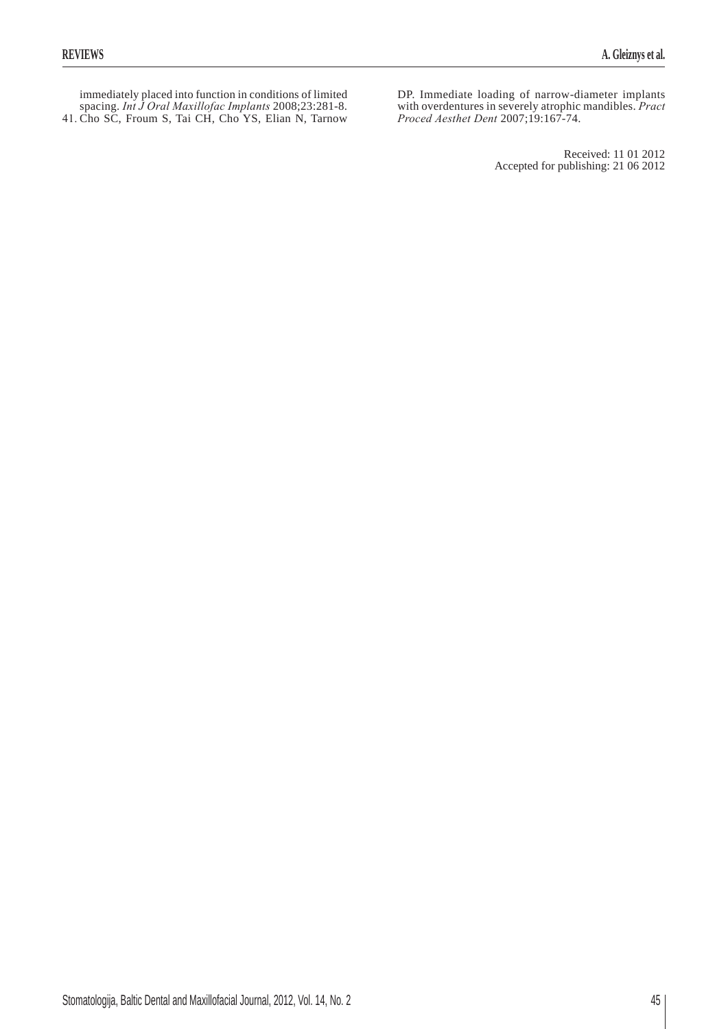immediately placed into function in conditions of limited spacing. *Int J Oral Maxillofac Implants* 2008;23:281-8.

41. Cho SC, Froum S, Tai CH, Cho YS, Elian N, Tarnow DP. Immediate loading of narrow-diameter implants with overdentures in severely atrophic mandibles. *Pract Proced Aesthet Dent* 2007;19:167-74.

Received: 11 01 2012
Accepted for publishing: 21 06 2012